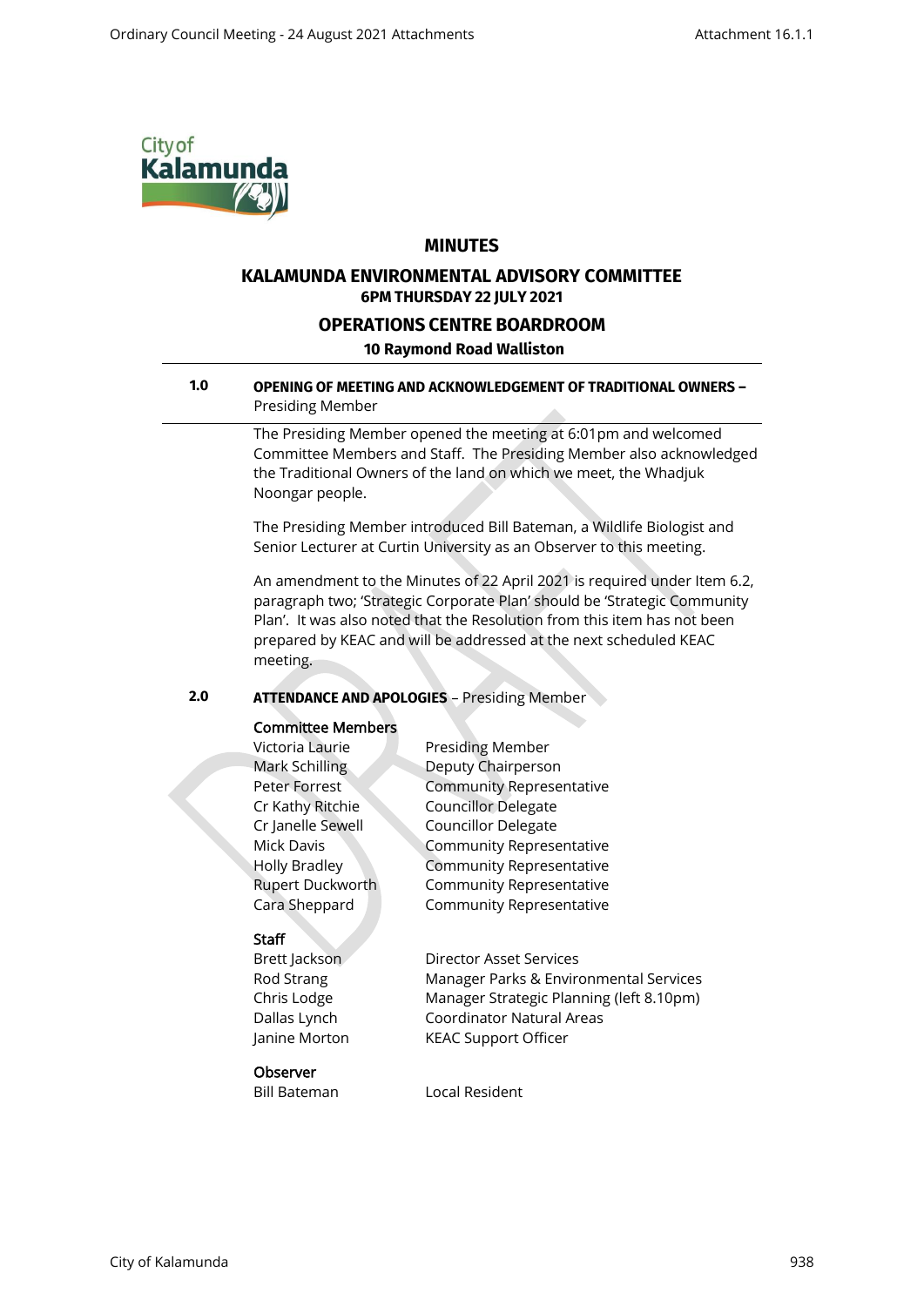# MINUTES

## KALAMUNDA ENVIRONMENTAL ADVISORY COMMITTEE

**6PM THURSDAY 22 JULY 2021**

## OPERATIONS CENTRE BOARDROOM

**10 Raymond Road Walliston**

### 1.0 OPENING OF MEETING AND ACKNOWLEDGEMENT OF TRADITIONAL OWNERS – Presiding Member

The Presiding Member opened the meeting at 6:01pm and welcomed Committee Members and Staff. The Presiding Member also acknowledged the Traditional Owners of the land on which we meet, the Whadjuk Noongar people.

The Presiding Member introduced Bill Bateman, a Wildlife Biologist and Senior Lecturer at Curtin University as an Observer to this meeting.

An amendment to the Minutes of 22 April 2021 is required under Item 6.2, paragraph two; 'Strategic Corporate Plan' should be 'Strategic Community Plan'. It was also noted that the Resolution from this item has not been prepared by KEAC and will be addressed at the next scheduled KEAC meeting.

### 2.0 ATTENDANCE AND APOLOGIES – Presiding Member

**Committee Members**

| | |
|---|---|
| Victoria Laurie | Presiding Member |
| Mark Schilling | Deputy Chairperson |
| Peter Forrest | Community Representative |
| Cr Kathy Ritchie | Councillor Delegate |
| Cr Janelle Sewell | Councillor Delegate |
| Mick Davis | Community Representative |
| Holly Bradley | Community Representative |
| Rupert Duckworth | Community Representative |
| Cara Sheppard | Community Representative |

**Staff**

| | |
|---|---|
| Brett Jackson | Director Asset Services |
| Rod Strang | Manager Parks & Environmental Services |
| Chris Lodge | Manager Strategic Planning (left 8.10pm) |
| Dallas Lynch | Coordinator Natural Areas |
| Janine Morton | KEAC Support Officer |

**Observer**

| | |
|---|---|
| Bill Bateman | Local Resident |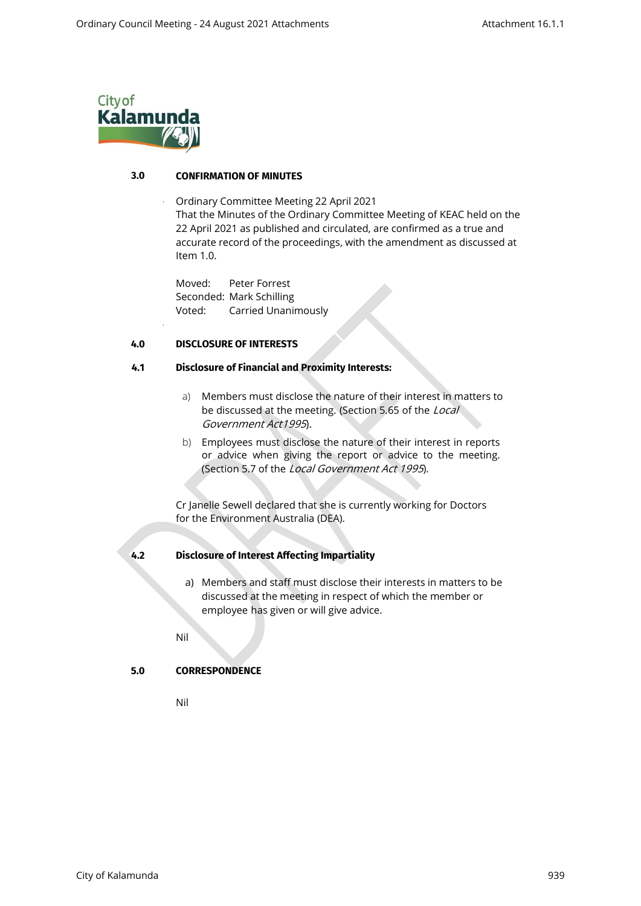## 3.0 CONFIRMATION OF MINUTES

Ordinary Committee Meeting 22 April 2021

That the Minutes of the Ordinary Committee Meeting of KEAC held on the 22 April 2021 as published and circulated, are confirmed as a true and accurate record of the proceedings, with the amendment as discussed at Item 1.0.

Moved: Peter Forrest
Seconded: Mark Schilling
Voted: Carried Unanimously

## 4.0 DISCLOSURE OF INTERESTS

### 4.1 Disclosure of Financial and Proximity Interests:

a) Members must disclose the nature of their interest in matters to be discussed at the meeting. (Section 5.65 of the *Local Government Act1995*).

b) Employees must disclose the nature of their interest in reports or advice when giving the report or advice to the meeting. (Section 5.7 of the *Local Government Act 1995*).

Cr Janelle Sewell declared that she is currently working for Doctors for the Environment Australia (DEA).

### 4.2 Disclosure of Interest Affecting Impartiality

a) Members and staff must disclose their interests in matters to be discussed at the meeting in respect of which the member or employee has given or will give advice.

Nil

## 5.0 CORRESPONDENCE

Nil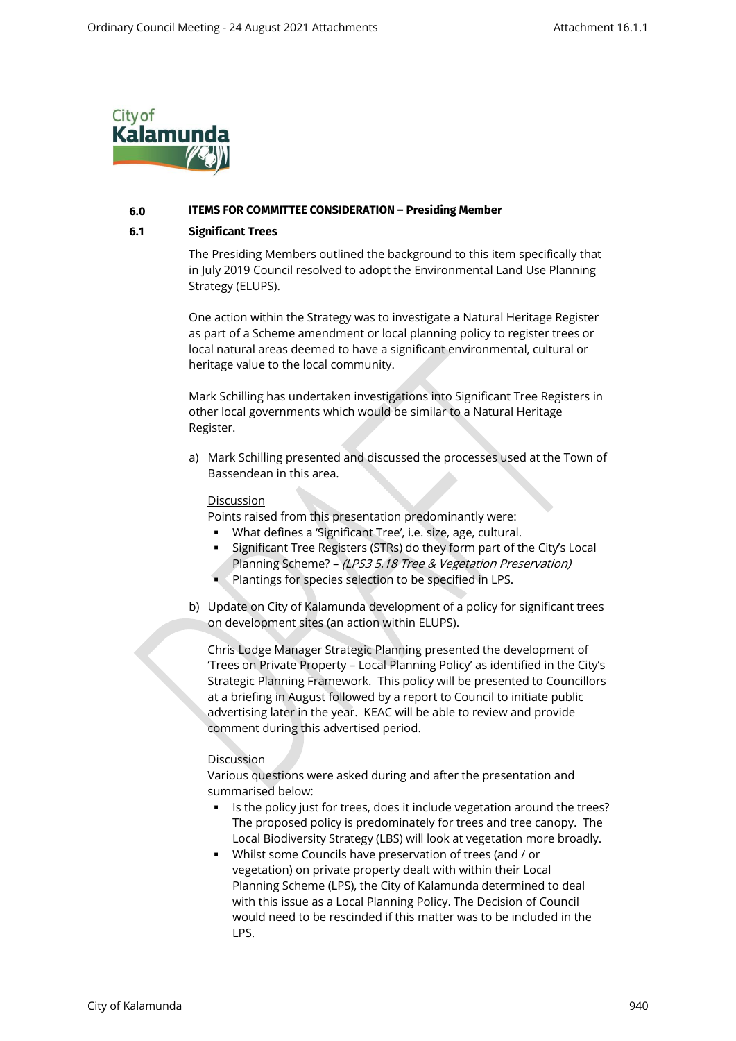## 6.0 ITEMS FOR COMMITTEE CONSIDERATION – Presiding Member

### 6.1 Significant Trees

The Presiding Members outlined the background to this item specifically that in July 2019 Council resolved to adopt the Environmental Land Use Planning Strategy (ELUPS).

One action within the Strategy was to investigate a Natural Heritage Register as part of a Scheme amendment or local planning policy to register trees or local natural areas deemed to have a significant environmental, cultural or heritage value to the local community.

Mark Schilling has undertaken investigations into Significant Tree Registers in other local governments which would be similar to a Natural Heritage Register.

a) Mark Schilling presented and discussed the processes used at the Town of Bassendean in this area.

   Discussion

   Points raised from this presentation predominantly were:

   - What defines a 'Significant Tree', i.e. size, age, cultural.
   - Significant Tree Registers (STRs) do they form part of the City's Local Planning Scheme? – *(LPS3 5.18 Tree & Vegetation Preservation)*
   - Plantings for species selection to be specified in LPS.

b) Update on City of Kalamunda development of a policy for significant trees on development sites (an action within ELUPS).

   Chris Lodge Manager Strategic Planning presented the development of 'Trees on Private Property – Local Planning Policy' as identified in the City's Strategic Planning Framework. This policy will be presented to Councillors at a briefing in August followed by a report to Council to initiate public advertising later in the year. KEAC will be able to review and provide comment during this advertised period.

   Discussion

   Various questions were asked during and after the presentation and summarised below:

   - Is the policy just for trees, does it include vegetation around the trees? The proposed policy is predominately for trees and tree canopy. The Local Biodiversity Strategy (LBS) will look at vegetation more broadly.
   - Whilst some Councils have preservation of trees (and / or vegetation) on private property dealt with within their Local Planning Scheme (LPS), the City of Kalamunda determined to deal with this issue as a Local Planning Policy. The Decision of Council would need to be rescinded if this matter was to be included in the LPS.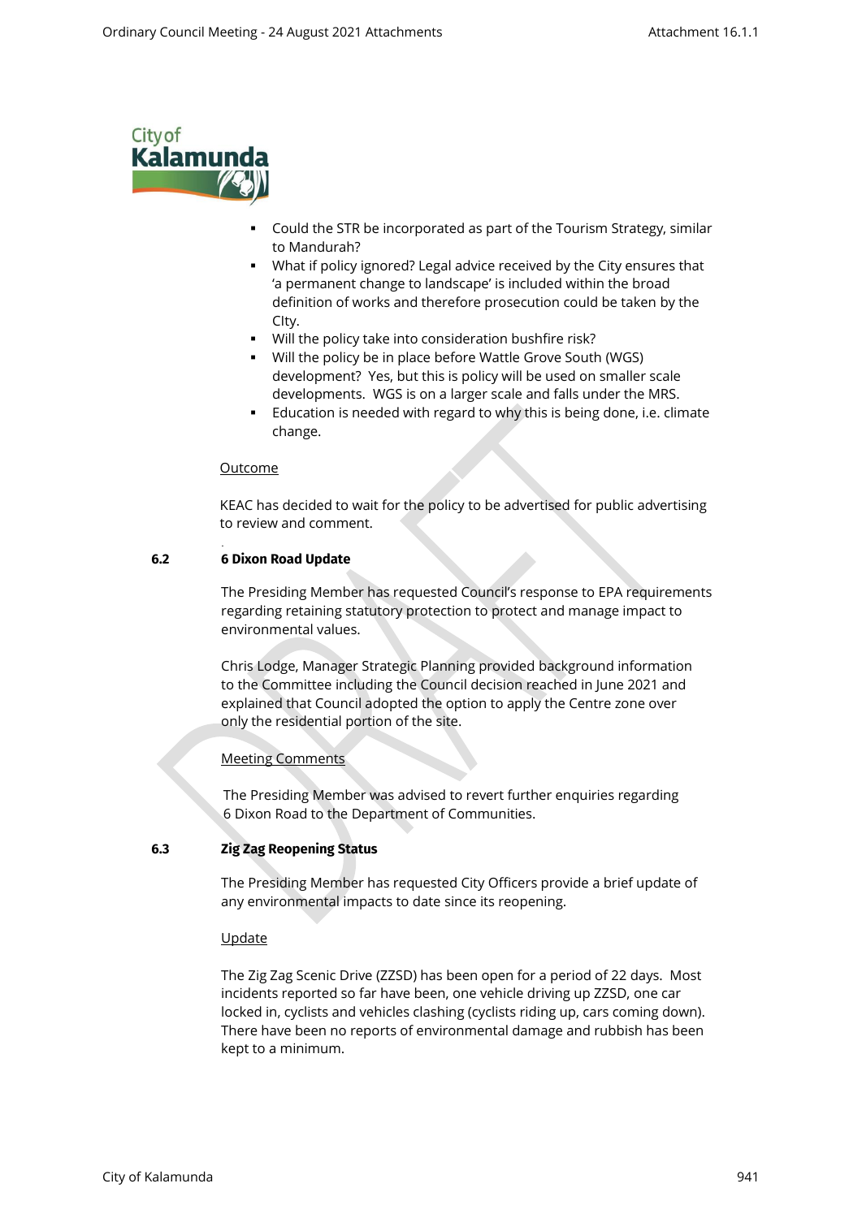- Could the STR be incorporated as part of the Tourism Strategy, similar to Mandurah?
- What if policy ignored? Legal advice received by the City ensures that 'a permanent change to landscape' is included within the broad definition of works and therefore prosecution could be taken by the CIty.
- Will the policy take into consideration bushfire risk?
- Will the policy be in place before Wattle Grove South (WGS) development? Yes, but this is policy will be used on smaller scale developments. WGS is on a larger scale and falls under the MRS.
- Education is needed with regard to why this is being done, i.e. climate change.

Outcome

KEAC has decided to wait for the policy to be advertised for public advertising to review and comment.

### 6.2 6 Dixon Road Update

The Presiding Member has requested Council's response to EPA requirements regarding retaining statutory protection to protect and manage impact to environmental values.

Chris Lodge, Manager Strategic Planning provided background information to the Committee including the Council decision reached in June 2021 and explained that Council adopted the option to apply the Centre zone over only the residential portion of the site.

Meeting Comments

The Presiding Member was advised to revert further enquiries regarding 6 Dixon Road to the Department of Communities.

### 6.3 Zig Zag Reopening Status

The Presiding Member has requested City Officers provide a brief update of any environmental impacts to date since its reopening.

Update

The Zig Zag Scenic Drive (ZZSD) has been open for a period of 22 days. Most incidents reported so far have been, one vehicle driving up ZZSD, one car locked in, cyclists and vehicles clashing (cyclists riding up, cars coming down). There have been no reports of environmental damage and rubbish has been kept to a minimum.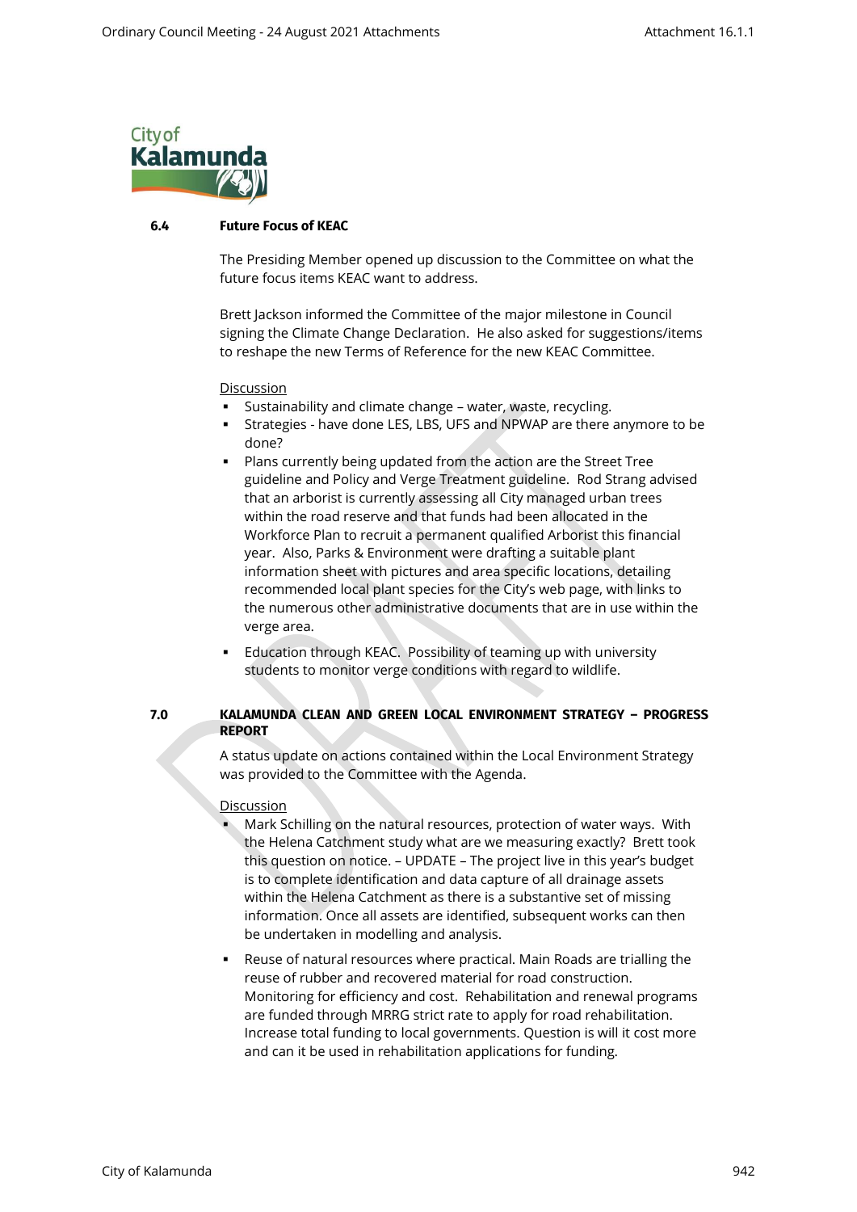### 6.4 Future Focus of KEAC

The Presiding Member opened up discussion to the Committee on what the future focus items KEAC want to address.

Brett Jackson informed the Committee of the major milestone in Council signing the Climate Change Declaration. He also asked for suggestions/items to reshape the new Terms of Reference for the new KEAC Committee.

Discussion

- Sustainability and climate change – water, waste, recycling.
- Strategies - have done LES, LBS, UFS and NPWAP are there anymore to be done?
- Plans currently being updated from the action are the Street Tree guideline and Policy and Verge Treatment guideline. Rod Strang advised that an arborist is currently assessing all City managed urban trees within the road reserve and that funds had been allocated in the Workforce Plan to recruit a permanent qualified Arborist this financial year. Also, Parks & Environment were drafting a suitable plant information sheet with pictures and area specific locations, detailing recommended local plant species for the City's web page, with links to the numerous other administrative documents that are in use within the verge area.
- Education through KEAC. Possibility of teaming up with university students to monitor verge conditions with regard to wildlife.

### 7.0 KALAMUNDA CLEAN AND GREEN LOCAL ENVIRONMENT STRATEGY – PROGRESS REPORT

A status update on actions contained within the Local Environment Strategy was provided to the Committee with the Agenda.

Discussion

- Mark Schilling on the natural resources, protection of water ways. With the Helena Catchment study what are we measuring exactly? Brett took this question on notice. – UPDATE – The project live in this year's budget is to complete identification and data capture of all drainage assets within the Helena Catchment as there is a substantive set of missing information. Once all assets are identified, subsequent works can then be undertaken in modelling and analysis.
- Reuse of natural resources where practical. Main Roads are trialling the reuse of rubber and recovered material for road construction. Monitoring for efficiency and cost. Rehabilitation and renewal programs are funded through MRRG strict rate to apply for road rehabilitation. Increase total funding to local governments. Question is will it cost more and can it be used in rehabilitation applications for funding.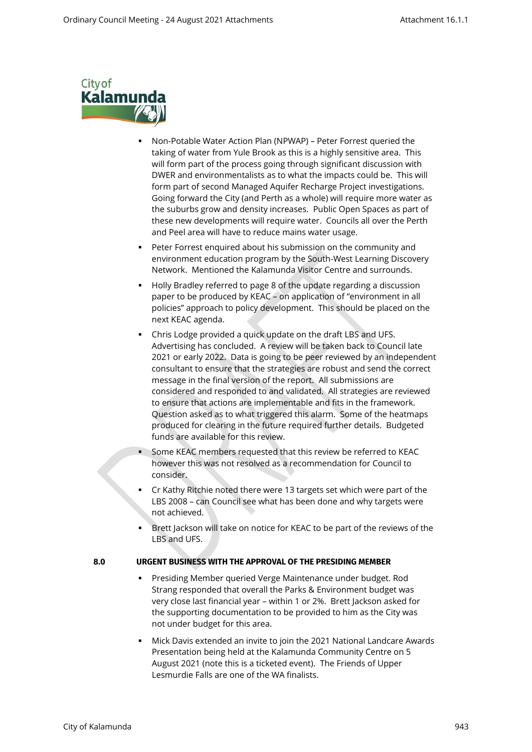- Non-Potable Water Action Plan (NPWAP) – Peter Forrest queried the taking of water from Yule Brook as this is a highly sensitive area. This will form part of the process going through significant discussion with DWER and environmentalists as to what the impacts could be. This will form part of second Managed Aquifer Recharge Project investigations. Going forward the City (and Perth as a whole) will require more water as the suburbs grow and density increases. Public Open Spaces as part of these new developments will require water. Councils all over the Perth and Peel area will have to reduce mains water usage.
- Peter Forrest enquired about his submission on the community and environment education program by the South-West Learning Discovery Network. Mentioned the Kalamunda Visitor Centre and surrounds.
- Holly Bradley referred to page 8 of the update regarding a discussion paper to be produced by KEAC – on application of "environment in all policies" approach to policy development. This should be placed on the next KEAC agenda.
- Chris Lodge provided a quick update on the draft LBS and UFS. Advertising has concluded. A review will be taken back to Council late 2021 or early 2022. Data is going to be peer reviewed by an independent consultant to ensure that the strategies are robust and send the correct message in the final version of the report. All submissions are considered and responded to and validated. All strategies are reviewed to ensure that actions are implementable and fits in the framework. Question asked as to what triggered this alarm. Some of the heatmaps produced for clearing in the future required further details. Budgeted funds are available for this review.
- Some KEAC members requested that this review be referred to KEAC however this was not resolved as a recommendation for Council to consider.
- Cr Kathy Ritchie noted there were 13 targets set which were part of the LBS 2008 – can Council see what has been done and why targets were not achieved.
- Brett Jackson will take on notice for KEAC to be part of the reviews of the LBS and UFS.

## 8.0 URGENT BUSINESS WITH THE APPROVAL OF THE PRESIDING MEMBER

- Presiding Member queried Verge Maintenance under budget. Rod Strang responded that overall the Parks & Environment budget was very close last financial year – within 1 or 2%. Brett Jackson asked for the supporting documentation to be provided to him as the City was not under budget for this area.
- Mick Davis extended an invite to join the 2021 National Landcare Awards Presentation being held at the Kalamunda Community Centre on 5 August 2021 (note this is a ticketed event). The Friends of Upper Lesmurdie Falls are one of the WA finalists.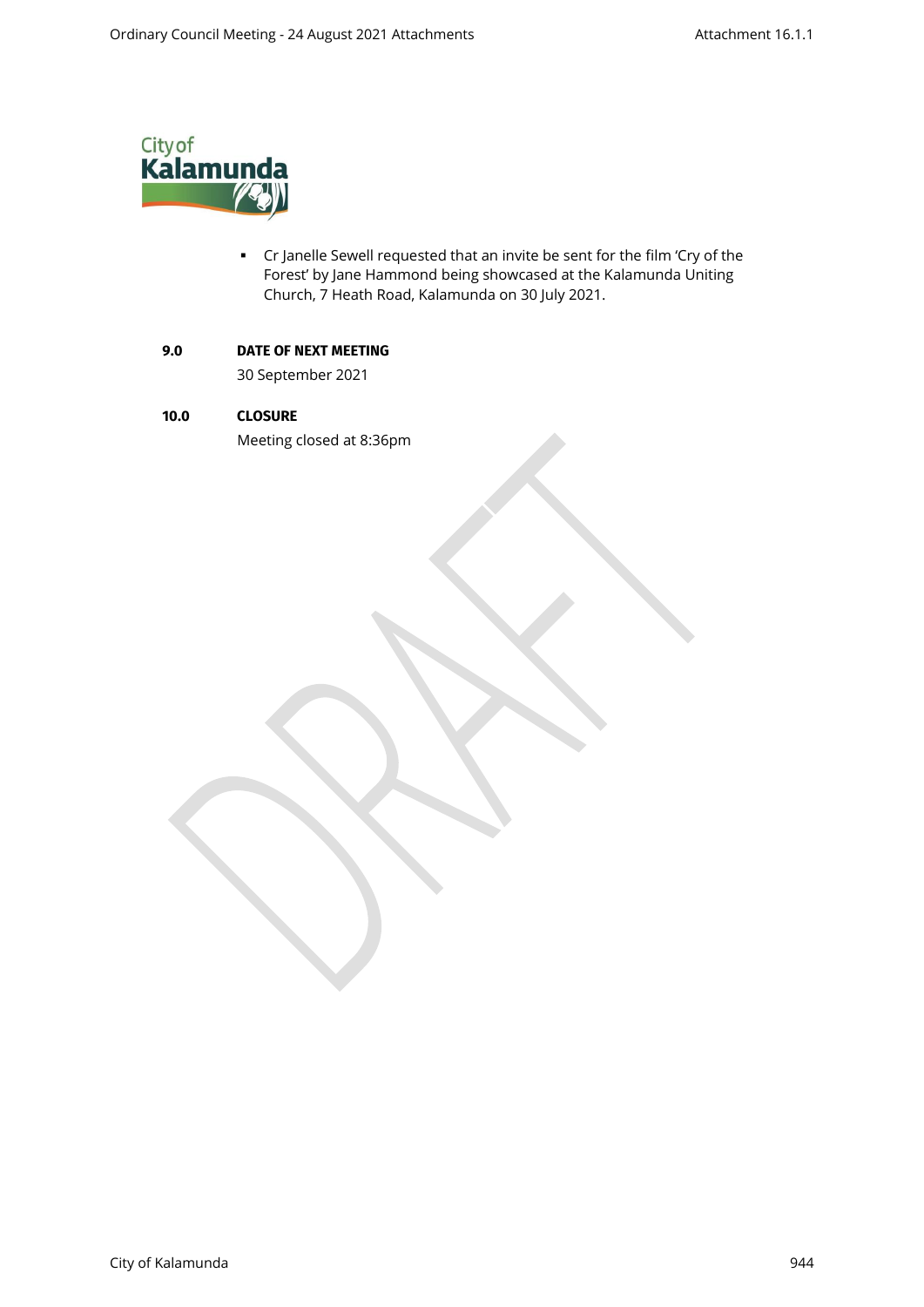- Cr Janelle Sewell requested that an invite be sent for the film 'Cry of the Forest' by Jane Hammond being showcased at the Kalamunda Uniting Church, 7 Heath Road, Kalamunda on 30 July 2021.

## 9.0 DATE OF NEXT MEETING

30 September 2021

## 10.0 CLOSURE

Meeting closed at 8:36pm